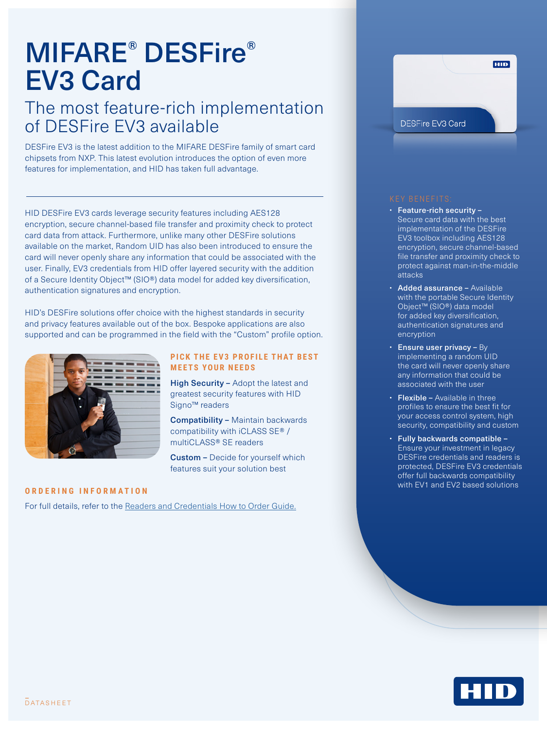# MIFARE® DESFire® EV3 Card

## The most feature-rich implementation of DESFire EV3 available

DESFire EV3 is the latest addition to the MIFARE DESFire family of smart card chipsets from NXP. This latest evolution introduces the option of even more features for implementation, and HID has taken full advantage.

HID DESFire EV3 cards leverage security features including AES128 encryption, secure channel-based file transfer and proximity check to protect card data from attack. Furthermore, unlike many other DESFire solutions available on the market, Random UID has also been introduced to ensure the card will never openly share any information that could be associated with the user. Finally, EV3 credentials from HID offer layered security with the addition of a Secure Identity Object™ (SIO®) data model for added key diversification, authentication signatures and encryption.

HID's DESFire solutions offer choice with the highest standards in security and privacy features available out of the box. Bespoke applications are also supported and can be programmed in the field with the "Custom" profile option.

### PICK THE EV3 PROFILE THAT BEST MEETS YOUR NEEDS

**High Security –** Adopt the latest and greatest security features with HID Signo™ readers

**Compatibility –** Maintain backwards compatibility with iCLASS SE® / multiCLASS® SE readers

**Custom –** Decide for yourself which features suit your solution best

### ORDERING INFORMATION

For full details, refer to the Readers and Credentials How to Order Guide.

### KEY BENEFITS:

- **Feature-rich security –** Secure card data with the best implementation of the DESFire EV3 toolbox including AES128 encryption, secure channel-based file transfer and proximity check to protect against man-in-the-middle attacks
- **Added assurance –** Available with the portable Secure Identity Object™ (SIO®) data model for added key diversification, authentication signatures and encryption
- **Ensure user privacy –** By implementing a random UID the card will never openly share any information that could be associated with the user
- **Flexible –** Available in three profiles to ensure the best fit for your access control system, high security, compatibility and custom
- **Fully backwards compatible –** Ensure your investment in legacy DESFire credentials and readers is protected, DESFire EV3 credentials offer full backwards compatibility with EV1 and EV2 based solutions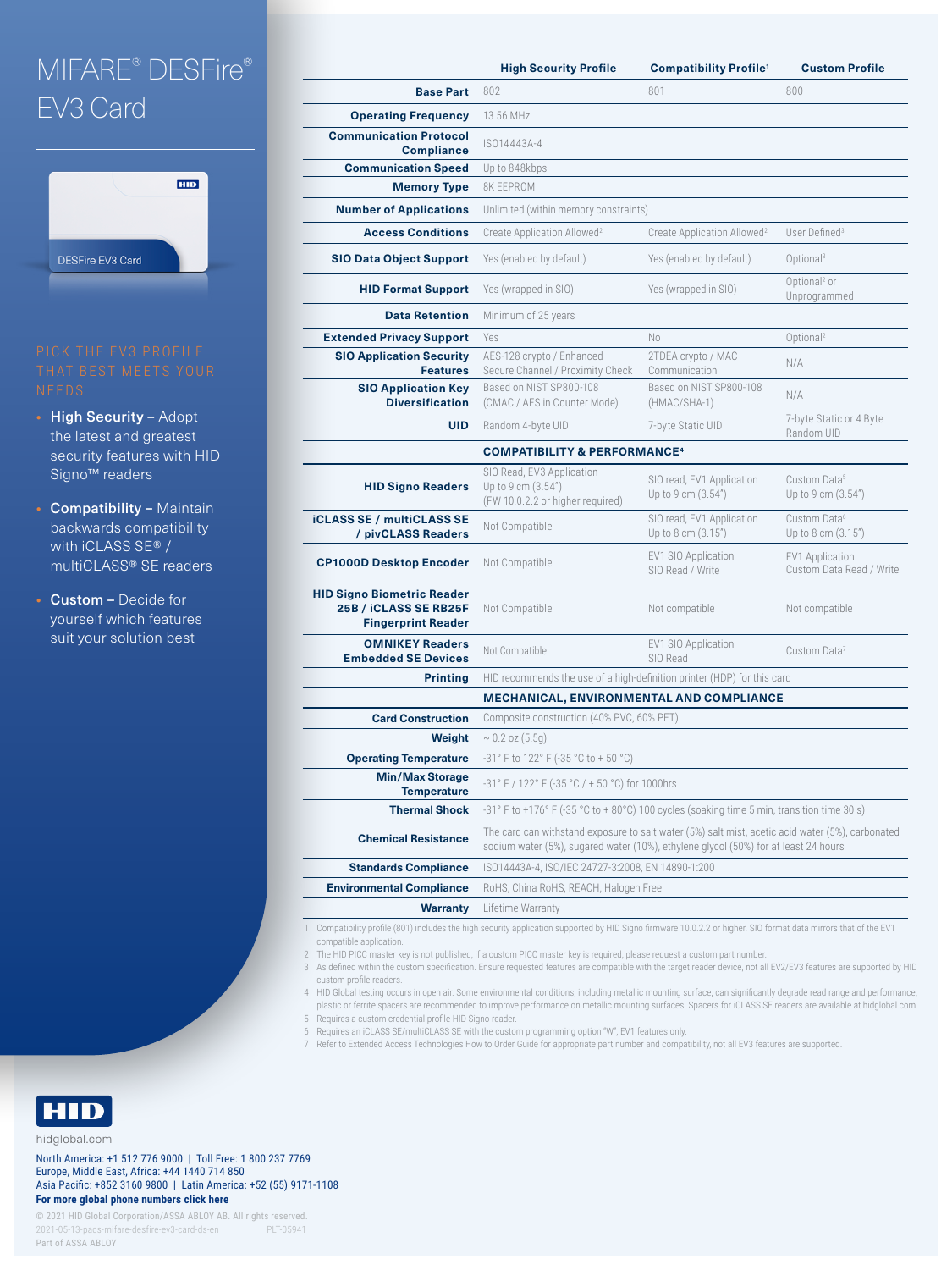# MIFARE® DESFire® EV3 Card

DESFire EV3 Card

PICK THE EV3 PROFILE THAT BEST MEETS YOUR NEEDS

- **High Security –** Adopt the latest and greatest security features with HID Signo™ readers
- **Compatibility –** Maintain backwards compatibility with iCLASS SE® / multiCLASS® SE readers
- **Custom –** Decide for yourself which features suit your solution best

| | High Security Profile | Compatibility Profile[1] | Custom Profile |
|---|---|---|---|
| **Base Part** | 802 | 801 | 800 |
| **Operating Frequency** | 13.56 MHz | | |
| **Communication Protocol Compliance** | ISO14443A-4 | | |
| **Communication Speed** | Up to 848kbps | | |
| **Memory Type** | 8K EEPROM | | |
| **Number of Applications** | Unlimited (within memory constraints) | | |
| **Access Conditions** | Create Application Allowed[2] | Create Application Allowed[2] | User Defined[3] |
| **SIO Data Object Support** | Yes (enabled by default) | Yes (enabled by default) | Optional[3] |
| **HID Format Support** | Yes (wrapped in SIO) | Yes (wrapped in SIO) | Optional[2] or Unprogrammed |
| **Data Retention** | Minimum of 25 years | | |
| **Extended Privacy Support** | Yes | No | Optional[2] |
| **SIO Application Security Features** | AES-128 crypto / Enhanced Secure Channel / Proximity Check | 2TDEA crypto / MAC Communication | N/A |
| **SIO Application Key Diversification** | Based on NIST SP800-108 (CMAC / AES in Counter Mode) | Based on NIST SP800-108 (HMAC/SHA-1) | N/A |
| **UID** | Random 4-byte UID | 7-byte Static UID | 7-byte Static or 4 Byte Random UID |
| | **COMPATIBILITY & PERFORMANCE[4]** | | |
| **HID Signo Readers** | SIO Read, EV3 Application Up to 9 cm (3.54") (FW 10.0.2.2 or higher required) | SIO read, EV1 Application Up to 9 cm (3.54") | Custom Data[5] Up to 9 cm (3.54") |
| **iCLASS SE / multiCLASS SE / pivCLASS Readers** | Not Compatible | SIO read, EV1 Application Up to 8 cm (3.15") | Custom Data[6] Up to 8 cm (3.15") |
| **CP1000D Desktop Encoder** | Not Compatible | EV1 SIO Application SIO Read / Write | EV1 Application Custom Data Read / Write |
| **HID Signo Biometric Reader 25B / iCLASS SE RB25F Fingerprint Reader** | Not Compatible | Not compatible | Not compatible |
| **OMNIKEY Readers Embedded SE Devices** | Not Compatible | EV1 SIO Application SIO Read | Custom Data[7] |
| **Printing** | HID recommends the use of a high-definition printer (HDP) for this card | | |
| | **MECHANICAL, ENVIRONMENTAL AND COMPLIANCE** | | |
| **Card Construction** | Composite construction (40% PVC, 60% PET) | | |
| **Weight** | ~ 0.2 oz (5.5g) | | |
| **Operating Temperature** | -31° F to 122° F (-35 °C to + 50 °C) | | |
| **Min/Max Storage Temperature** | -31° F / 122° F (-35 °C / + 50 °C) for 1000hrs | | |
| **Thermal Shock** | -31° F to +176° F (-35 °C to + 80°C) 100 cycles (soaking time 5 min, transition time 30 s) | | |
| **Chemical Resistance** | The card can withstand exposure to salt water (5%) salt mist, acetic acid water (5%), carbonated sodium water (5%), sugared water (10%), ethylene glycol (50%) for at least 24 hours | | |
| **Standards Compliance** | ISO14443A-4, ISO/IEC 24727-3:2008, EN 14890-1:200 | | |
| **Environmental Compliance** | RoHS, China RoHS, REACH, Halogen Free | | |
| **Warranty** | Lifetime Warranty | | |

1 Compatibility profile (801) includes the high security application supported by HID Signo firmware 10.0.2.2 or higher. SIO format data mirrors that of the EV1 compatible application.
2 The HID PICC master key is not published, if a custom PICC master key is required, please request a custom part number.
3 As defined within the custom specification. Ensure requested features are compatible with the target reader device, not all EV2/EV3 features are supported by HID custom profile readers.
4 HID Global testing occurs in open air. Some environmental conditions, including metallic mounting surface, can significantly degrade read range and performance; plastic or ferrite spacers are recommended to improve performance on metallic mounting surfaces. Spacers for iCLASS SE readers are available at hidglobal.com.
5 Requires a custom credential profile HID Signo reader.
6 Requires an iCLASS SE/multiCLASS SE with the custom programming option "W", EV1 features only.
7 Refer to Extended Access Technologies How to Order Guide for appropriate part number and compatibility, not all EV3 features are supported.

HID

hidglobal.com

North America: +1 512 776 9000 | Toll Free: 1 800 237 7769
Europe, Middle East, Africa: +44 1440 714 850
Asia Pacific: +852 3160 9800 | Latin America: +52 (55) 9171-1108
**For more global phone numbers click here**

© 2021 HID Global Corporation/ASSA ABLOY AB. All rights reserved.
2021-05-13-pacs-mifare-desfire-ev3-card-ds-en PLT-05941
Part of ASSA ABLOY